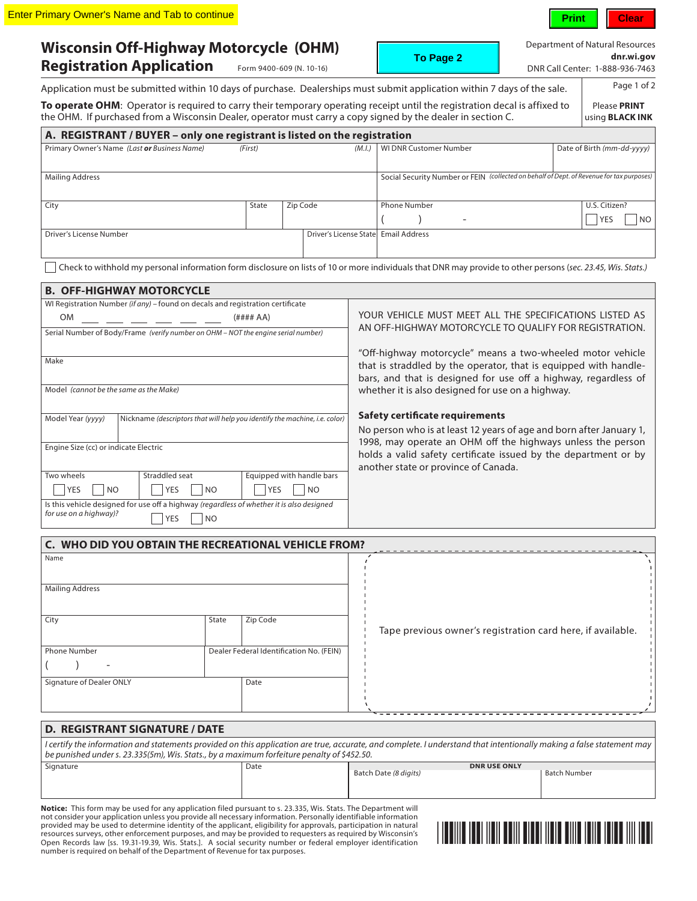Enter Primary Owner's Name and Tab to continue

Print | Clear

# Wisconsin Off-Highway Motorcycle (OHM) Registration Application

Form 9400-609 (N. 10-16)

To Page 2

Department of Natural Resources
**dnr.wi.gov**
DNR Call Center: 1-888-936-7463

Application must be submitted within 10 days of purchase. Dealerships must submit application within 7 days of the sale.

**To operate OHM**: Operator is required to carry their temporary operating receipt until the registration decal is affixed to the OHM. If purchased from a Wisconsin Dealer, operator must carry a copy signed by the dealer in section C.

Please **PRINT** using **BLACK INK**

## A. REGISTRANT / BUYER – only one registrant is listed on the registration

| Primary Owner's Name *(Last **or** Business Name)* | *(First)* | *(M.I.)* | WI DNR Customer Number | Date of Birth *(mm-dd-yyyy)* |
|---|---|---|---|---|
| | | | | |

| Mailing Address | Social Security Number or FEIN *(collected on behalf of Dept. of Revenue for tax purposes)* |
|---|---|
| | |

| City | State | Zip Code | Phone Number | U.S. Citizen? |
|---|---|---|---|---|
| | | | (    )    - | ☐ YES ☐ NO |

| Driver's License Number | Driver's License State | Email Address |
|---|---|---|
| | | |

☐ Check to withhold my personal information form disclosure on lists of 10 or more individuals that DNR may provide to other persons (*sec. 23.45, Wis. Stats.*)

## B. OFF-HIGHWAY MOTORCYCLE

WI Registration Number *(if any)* – found on decals and registration certificate
OM \_\_ \_\_ \_\_ \_\_ \_\_ \_\_ (#### AA)

Serial Number of Body/Frame *(verify number on OHM – NOT the engine serial number)*

Make

Model *(cannot be the same as the Make)*

| Model Year *(yyyy)* | Nickname *(descriptors that will help you identify the machine, i.e. color)* |
|---|---|
| | |

Engine Size (cc) or indicate Electric

| Two wheels | Straddled seat | Equipped with handle bars |
|---|---|---|
| ☐ YES ☐ NO | ☐ YES ☐ NO | ☐ YES ☐ NO |

Is this vehicle designed for use off a highway *(regardless of whether it is also designed for use on a highway)?* ☐ YES ☐ NO

YOUR VEHICLE MUST MEET ALL THE SPECIFICATIONS LISTED AS AN OFF-HIGHWAY MOTORCYCLE TO QUALIFY FOR REGISTRATION.

"Off-highway motorcycle" means a two-wheeled motor vehicle that is straddled by the operator, that is equipped with handlebars, and that is designed for use off a highway, regardless of whether it is also designed for use on a highway.

**Safety certificate requirements**

No person who is at least 12 years of age and born after January 1, 1998, may operate an OHM off the highways unless the person holds a valid safety certificate issued by the department or by another state or province of Canada.

## C. WHO DID YOU OBTAIN THE RECREATIONAL VEHICLE FROM?

Name

Mailing Address

| City | State | Zip Code |
|---|---|---|
| | | |

| Phone Number | Dealer Federal Identification No. (FEIN) |
|---|---|
| (    )    - | |

| Signature of Dealer ONLY | Date |
|---|---|
| | |

Tape previous owner's registration card here, if available.

## D. REGISTRANT SIGNATURE / DATE

*I certify the information and statements provided on this application are true, accurate, and complete. I understand that intentionally making a false statement may be punished under s. 23.335(5m), Wis. Stats., by a maximum forfeiture penalty of $452.50.*

| Signature | Date | DNR USE ONLY: Batch Date *(8 digits)* | Batch Number |
|---|---|---|---|
| | | | |

**Notice:** This form may be used for any application filed pursuant to s. 23.335, Wis. Stats. The Department will not consider your application unless you provide all necessary information. Personally identifiable information provided may be used to determine identity of the applicant, eligibility for approvals, participation in natural resources surveys, other enforcement purposes, and may be provided to requesters as required by Wisconsin's Open Records law [ss. 19.31-19.39, Wis. Stats.]. A social security number or federal employer identification number is required on behalf of the Department of Revenue for tax purposes.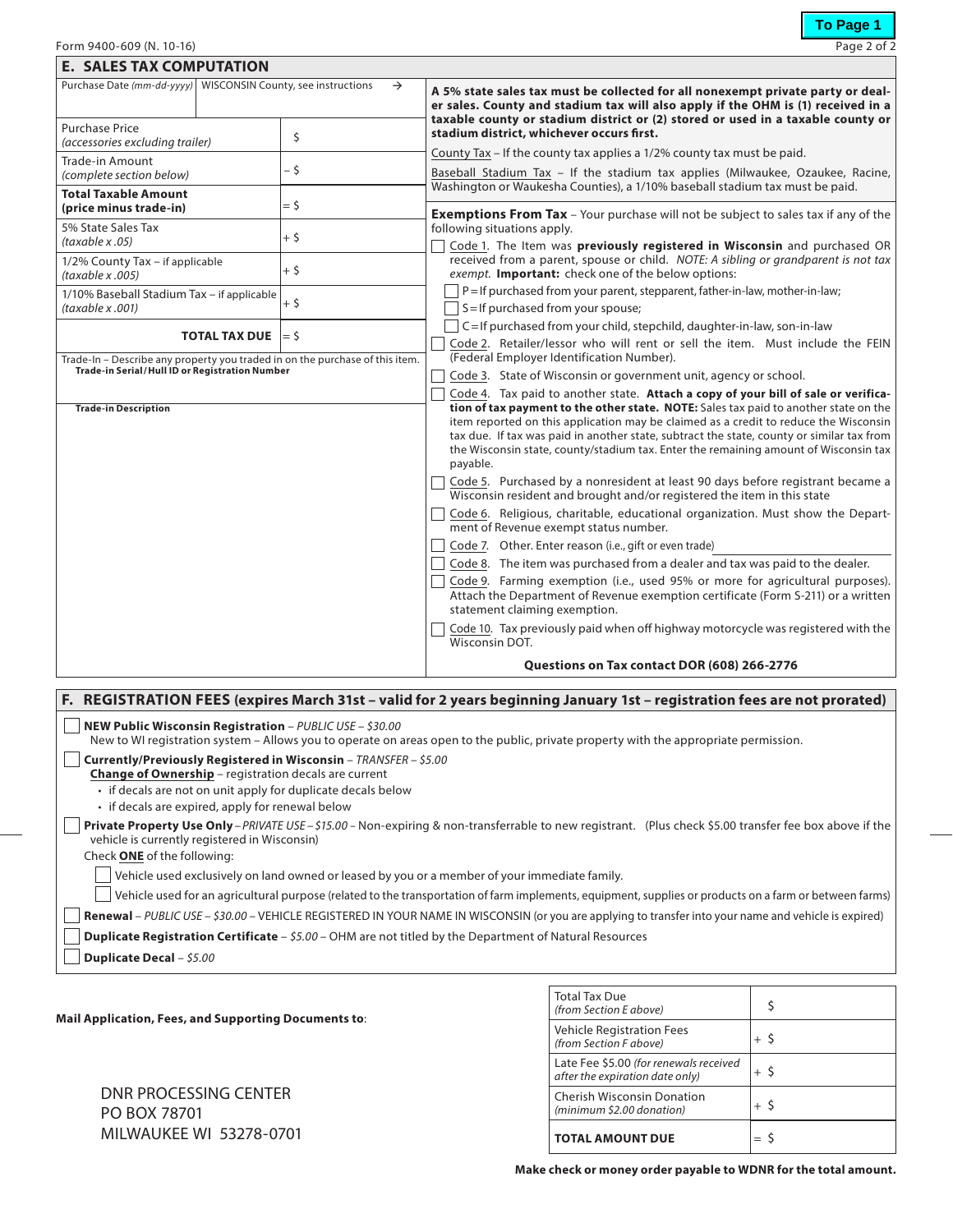To Page 1

Form 9400-609 (N. 10-16)

## E. SALES TAX COMPUTATION

| | |
|---|---|
| Purchase Date *(mm-dd-yyyy)* | WISCONSIN County, see instructions → |
| Purchase Price *(accessories excluding trailer)* | $ |
| Trade-in Amount *(complete section below)* | – $ |
| **Total Taxable Amount (price minus trade-in)** | = $ |
| 5% State Sales Tax *(taxable x .05)* | + $ |
| 1/2% County Tax – if applicable *(taxable x .005)* | + $ |
| 1/10% Baseball Stadium Tax – if applicable *(taxable x .001)* | + $ |
| **TOTAL TAX DUE** | = $ |

Trade-In – Describe any property you traded in on the purchase of this item.

**Trade-in Serial/Hull ID or Registration Number**

**Trade-in Description**

**A 5% state sales tax must be collected for all nonexempt private party or dealer sales. County and stadium tax will also apply if the OHM is (1) received in a taxable county or stadium district or (2) stored or used in a taxable county or stadium district, whichever occurs first.**

County Tax – If the county tax applies a 1/2% county tax must be paid.

Baseball Stadium Tax – If the stadium tax applies (Milwaukee, Ozaukee, Racine, Washington or Waukesha Counties), a 1/10% baseball stadium tax must be paid.

**Exemptions From Tax** – Your purchase will not be subject to sales tax if any of the following situations apply.

- ☐ Code 1. The Item was **previously registered in Wisconsin** and purchased OR received from a parent, spouse or child. *NOTE: A sibling or grandparent is not tax exempt.* **Important:** check one of the below options:
  - ☐ P = If purchased from your parent, stepparent, father-in-law, mother-in-law;
  - ☐ S = If purchased from your spouse;
  - ☐ C = If purchased from your child, stepchild, daughter-in-law, son-in-law
- ☐ Code 2. Retailer/lessor who will rent or sell the item. Must include the FEIN (Federal Employer Identification Number).
- ☐ Code 3. State of Wisconsin or government unit, agency or school.
- ☐ Code 4. Tax paid to another state. **Attach a copy of your bill of sale or verification of tax payment to the other state. NOTE:** Sales tax paid to another state on the item reported on this application may be claimed as a credit to reduce the Wisconsin tax due. If tax was paid in another state, subtract the state, county or similar tax from the Wisconsin state, county/stadium tax. Enter the remaining amount of Wisconsin tax payable.
- ☐ Code 5. Purchased by a nonresident at least 90 days before registrant became a Wisconsin resident and brought and/or registered the item in this state
- ☐ Code 6. Religious, charitable, educational organization. Must show the Department of Revenue exempt status number.
- ☐ Code 7. Other. Enter reason (i.e., gift or even trade) ____________
- ☐ Code 8. The item was purchased from a dealer and tax was paid to the dealer.
- ☐ Code 9. Farming exemption (i.e., used 95% or more for agricultural purposes). Attach the Department of Revenue exemption certificate (Form S-211) or a written statement claiming exemption.
- ☐ Code 10. Tax previously paid when off highway motorcycle was registered with the Wisconsin DOT.

**Questions on Tax contact DOR (608) 266-2776**

## F. REGISTRATION FEES (expires March 31st – valid for 2 years beginning January 1st – registration fees are not prorated)

- ☐ **NEW Public Wisconsin Registration** – *PUBLIC USE – $30.00*
  New to WI registration system – Allows you to operate on areas open to the public, private property with the appropriate permission.
- ☐ **Currently/Previously Registered in Wisconsin** – *TRANSFER – $5.00*
  **Change of Ownership** – registration decals are current
  - if decals are not on unit apply for duplicate decals below
  - if decals are expired, apply for renewal below
- ☐ **Private Property Use Only** – *PRIVATE USE – $15.00* – Non-expiring & non-transferrable to new registrant. (Plus check $5.00 transfer fee box above if the vehicle is currently registered in Wisconsin)
  Check **ONE** of the following:
  - ☐ Vehicle used exclusively on land owned or leased by you or a member of your immediate family.
  - ☐ Vehicle used for an agricultural purpose (related to the transportation of farm implements, equipment, supplies or products on a farm or between farms)
- ☐ **Renewal** – *PUBLIC USE – $30.00* – VEHICLE REGISTERED IN YOUR NAME IN WISCONSIN (or you are applying to transfer into your name and vehicle is expired)
- ☐ **Duplicate Registration Certificate** – *$5.00* – OHM are not titled by the Department of Natural Resources
- ☐ **Duplicate Decal** – *$5.00*

**Mail Application, Fees, and Supporting Documents to**:

DNR PROCESSING CENTER
PO BOX 78701
MILWAUKEE WI 53278-0701

| | |
|---|---|
| Total Tax Due *(from Section E above)* | $ |
| Vehicle Registration Fees *(from Section F above)* | + $ |
| Late Fee $5.00 *(for renewals received after the expiration date only)* | + $ |
| Cherish Wisconsin Donation *(minimum $2.00 donation)* | + $ |
| **TOTAL AMOUNT DUE** | = $ |

**Make check or money order payable to WDNR for the total amount.**